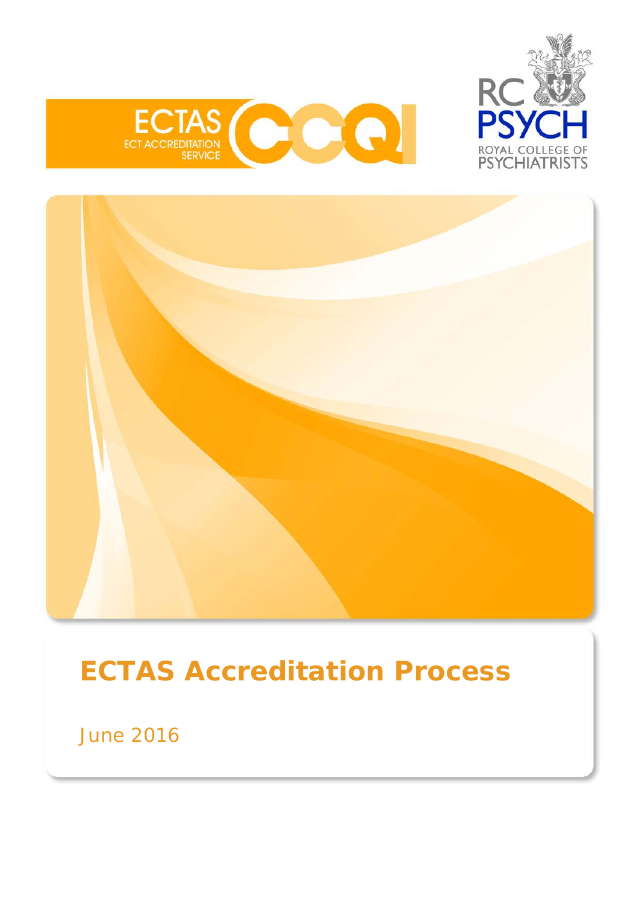ECTAS
ECT ACCREDITATION SERVICE

CCQI

RC PSYCH
ROYAL COLLEGE OF PSYCHIATRISTS

# ECTAS Accreditation Process

June 2016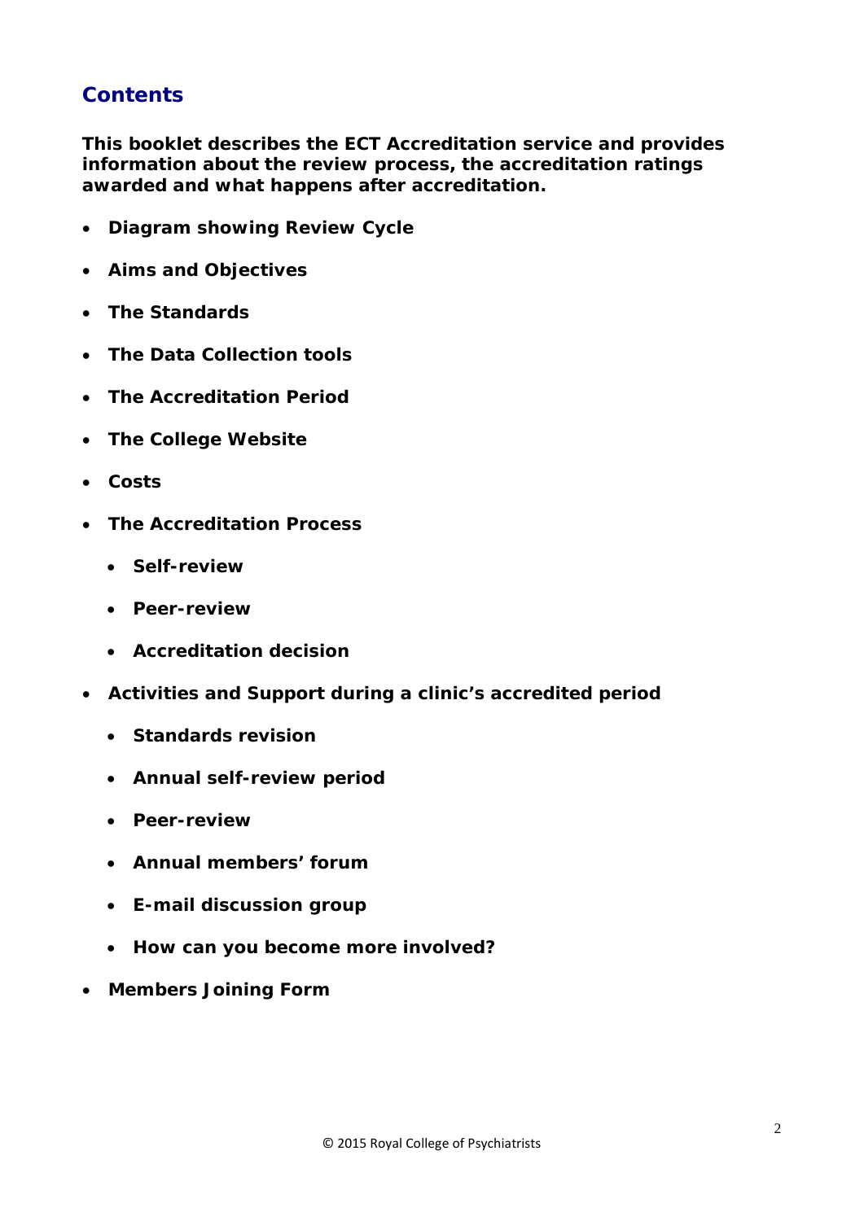## Contents

**This booklet describes the ECT Accreditation service and provides information about the review process, the accreditation ratings awarded and what happens after accreditation.**

- **Diagram showing Review Cycle**
- **Aims and Objectives**
- **The Standards**
- **The Data Collection tools**
- **The Accreditation Period**
- **The College Website**
- **Costs**
- **The Accreditation Process**
  - **Self-review**
  - **Peer-review**
  - **Accreditation decision**
- **Activities and Support during a clinic's accredited period**
  - **Standards revision**
  - **Annual self-review period**
  - **Peer-review**
  - **Annual members' forum**
  - **E-mail discussion group**
  - **How can you become more involved?**
- **Members Joining Form**

© 2015 Royal College of Psychiatrists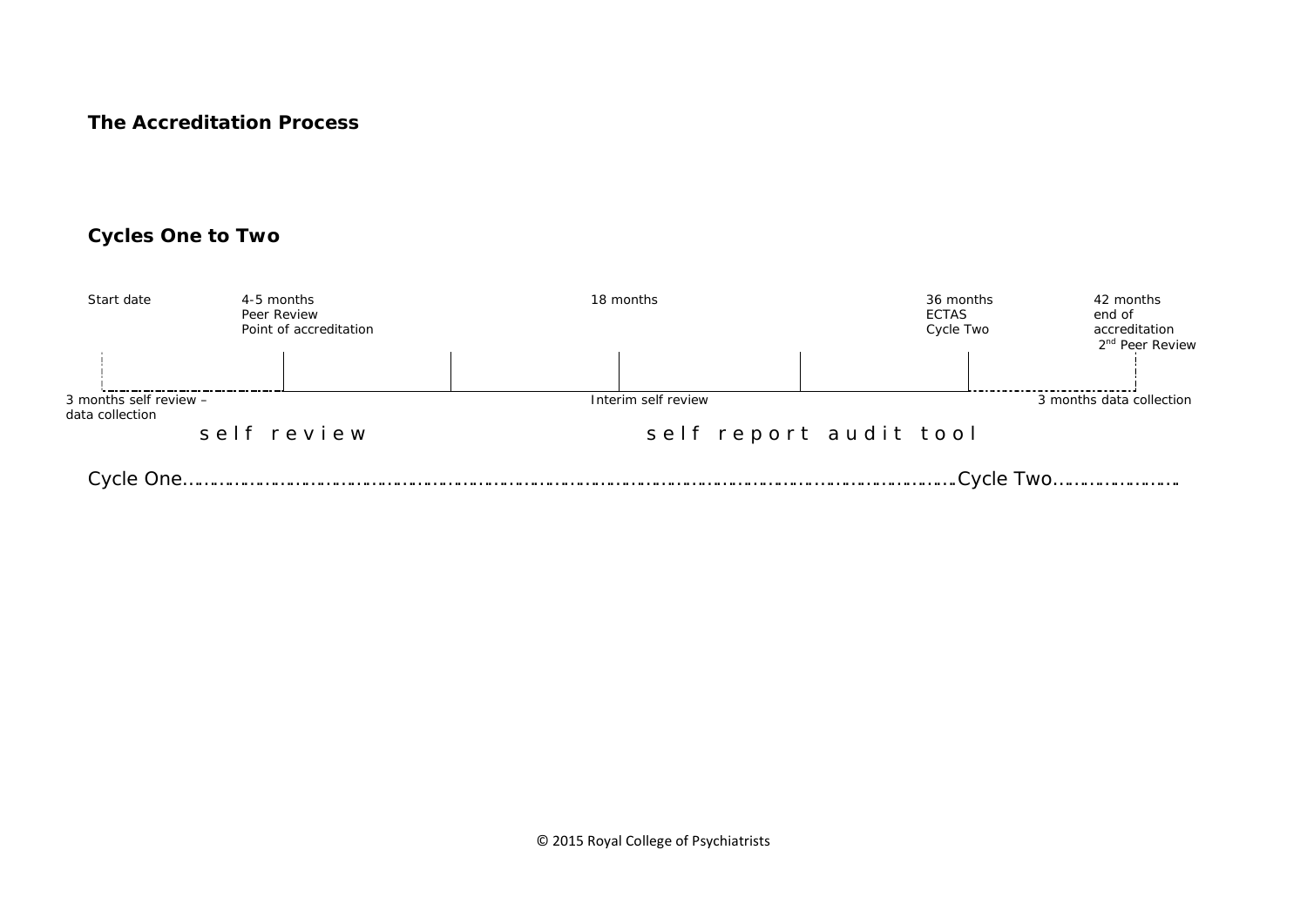**The Accreditation Process**

**Cycles One to Two**

| Start date | 4-5 months<br>Peer Review<br>Point of accreditation | 18 months | 36 months<br>ECTAS<br>Cycle Two | 42 months<br>end of<br>accreditation<br>2nd Peer Review |
|---|---|---|---|---|

3 months self review – data collection

Interim self review

3 months data collection

self review

self report audit tool

Cycle One……………………………………………………………………………………………………………………Cycle Two……………………

© 2015 Royal College of Psychiatrists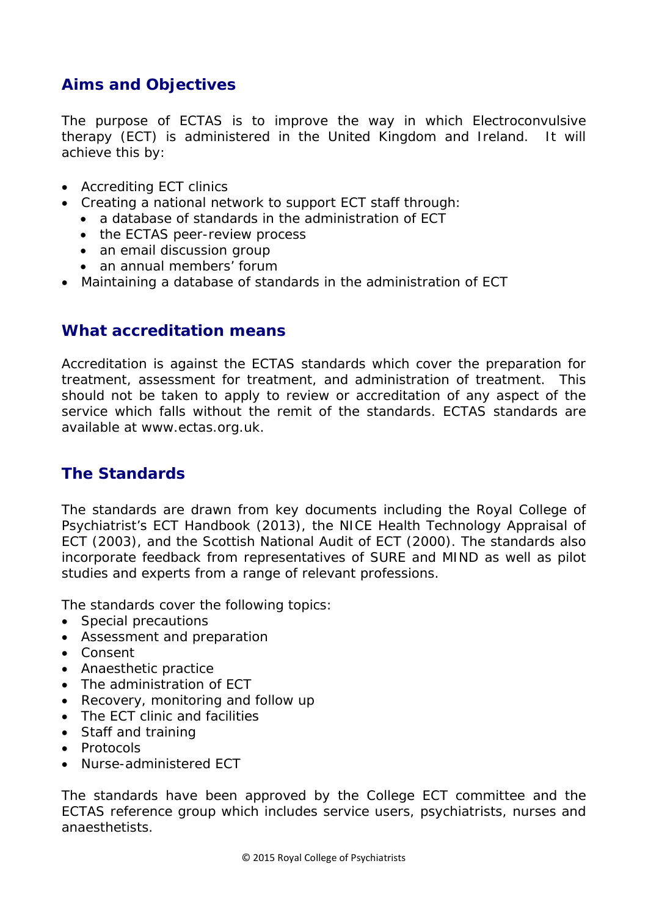## Aims and Objectives

The purpose of ECTAS is to improve the way in which Electroconvulsive therapy (ECT) is administered in the United Kingdom and Ireland. It will achieve this by:

- Accrediting ECT clinics
- Creating a national network to support ECT staff through:
  - a database of standards in the administration of ECT
  - the ECTAS peer-review process
  - an email discussion group
  - an annual members' forum
- Maintaining a database of standards in the administration of ECT

## What accreditation means

Accreditation is against the ECTAS standards which cover the preparation for treatment, assessment for treatment, and administration of treatment. This should not be taken to apply to review or accreditation of any aspect of the service which falls without the remit of the standards. ECTAS standards are available at www.ectas.org.uk.

## The Standards

The standards are drawn from key documents including the Royal College of Psychiatrist's ECT Handbook (2013), the NICE Health Technology Appraisal of ECT (2003), and the Scottish National Audit of ECT (2000). The standards also incorporate feedback from representatives of SURE and MIND as well as pilot studies and experts from a range of relevant professions.

The standards cover the following topics:

- Special precautions
- Assessment and preparation
- Consent
- Anaesthetic practice
- The administration of ECT
- Recovery, monitoring and follow up
- The ECT clinic and facilities
- Staff and training
- Protocols
- Nurse-administered ECT

The standards have been approved by the College ECT committee and the ECTAS reference group which includes service users, psychiatrists, nurses and anaesthetists.

© 2015 Royal College of Psychiatrists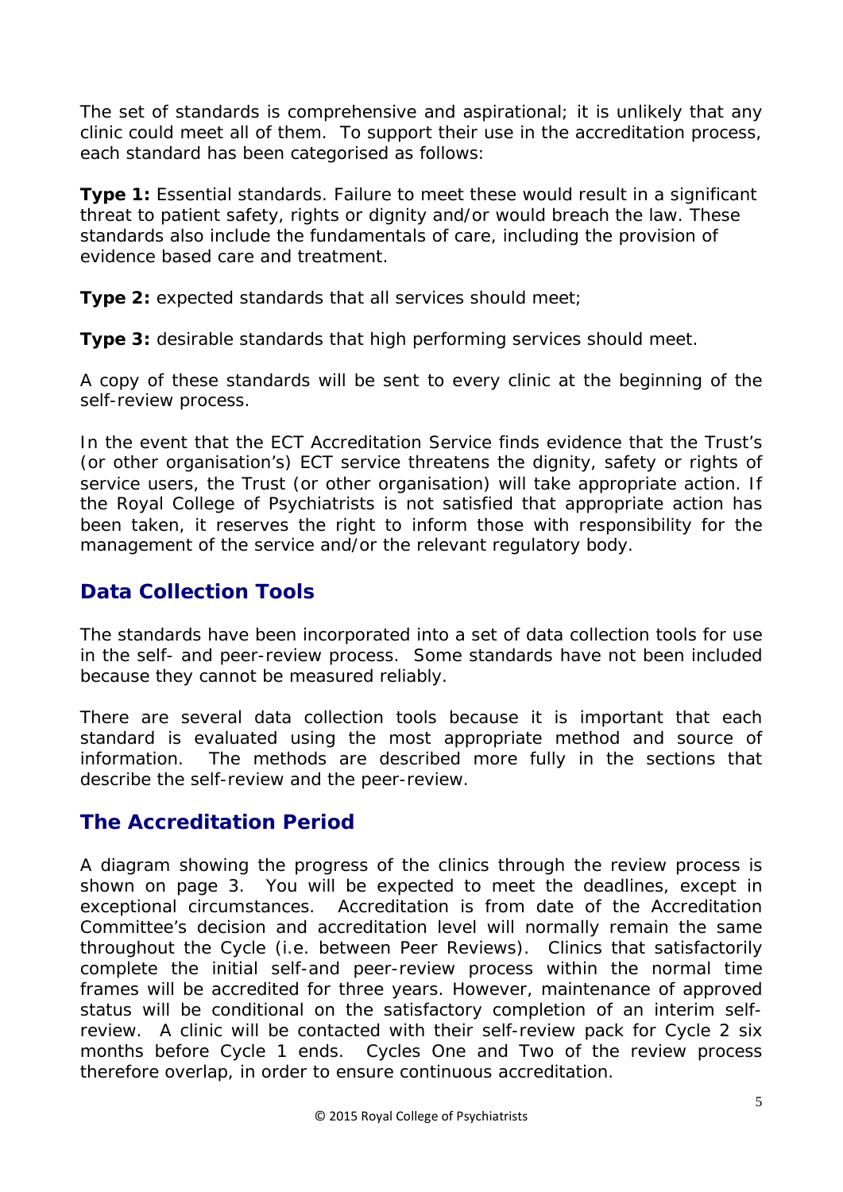The set of standards is comprehensive and aspirational; it is unlikely that any clinic could meet all of them. To support their use in the accreditation process, each standard has been categorised as follows:

**Type 1:** Essential standards. Failure to meet these would result in a significant threat to patient safety, rights or dignity and/or would breach the law. These standards also include the fundamentals of care, including the provision of evidence based care and treatment.

**Type 2:** expected standards that all services should meet;

**Type 3:** desirable standards that high performing services should meet.

A copy of these standards will be sent to every clinic at the beginning of the self-review process.

In the event that the ECT Accreditation Service finds evidence that the Trust's (or other organisation's) ECT service threatens the dignity, safety or rights of service users, the Trust (or other organisation) will take appropriate action. If the Royal College of Psychiatrists is not satisfied that appropriate action has been taken, it reserves the right to inform those with responsibility for the management of the service and/or the relevant regulatory body.

## Data Collection Tools

The standards have been incorporated into a set of data collection tools for use in the self- and peer-review process. Some standards have not been included because they cannot be measured reliably.

There are several data collection tools because it is important that each standard is evaluated using the most appropriate method and source of information. The methods are described more fully in the sections that describe the self-review and the peer-review.

## The Accreditation Period

A diagram showing the progress of the clinics through the review process is shown on page 3. You will be expected to meet the deadlines, except in exceptional circumstances. Accreditation is from date of the Accreditation Committee's decision and accreditation level will normally remain the same throughout the Cycle (i.e. between Peer Reviews). Clinics that satisfactorily complete the initial self-and peer-review process within the normal time frames will be accredited for three years. However, maintenance of approved status will be conditional on the satisfactory completion of an interim self-review. A clinic will be contacted with their self-review pack for Cycle 2 six months before Cycle 1 ends. Cycles One and Two of the review process therefore overlap, in order to ensure continuous accreditation.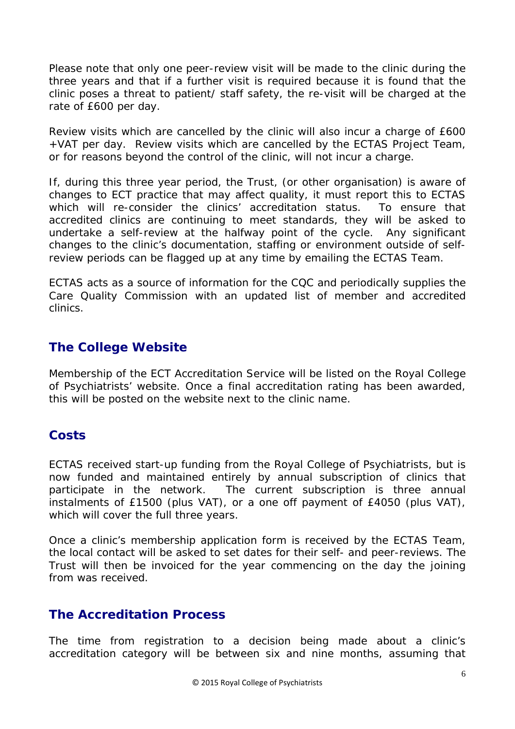Please note that only one peer-review visit will be made to the clinic during the three years and that if a further visit is required because it is found that the clinic poses a threat to patient/ staff safety, the re-visit will be charged at the rate of £600 per day.

Review visits which are cancelled by the clinic will also incur a charge of £600 +VAT per day. Review visits which are cancelled by the ECTAS Project Team, or for reasons beyond the control of the clinic, will not incur a charge.

If, during this three year period, the Trust, (or other organisation) is aware of changes to ECT practice that may affect quality, it must report this to ECTAS which will re-consider the clinics' accreditation status. To ensure that accredited clinics are continuing to meet standards, they will be asked to undertake a self-review at the halfway point of the cycle. Any significant changes to the clinic's documentation, staffing or environment outside of self-review periods can be flagged up at any time by emailing the ECTAS Team.

ECTAS acts as a source of information for the CQC and periodically supplies the Care Quality Commission with an updated list of member and accredited clinics.

## The College Website

Membership of the ECT Accreditation Service will be listed on the Royal College of Psychiatrists' website. Once a final accreditation rating has been awarded, this will be posted on the website next to the clinic name.

## Costs

ECTAS received start-up funding from the Royal College of Psychiatrists, but is now funded and maintained entirely by annual subscription of clinics that participate in the network. The current subscription is three annual instalments of £1500 (plus VAT), or a one off payment of £4050 (plus VAT), which will cover the full three years.

Once a clinic's membership application form is received by the ECTAS Team, the local contact will be asked to set dates for their self- and peer-reviews. The Trust will then be invoiced for the year commencing on the day the joining from was received.

## The Accreditation Process

The time from registration to a decision being made about a clinic's accreditation category will be between six and nine months, assuming that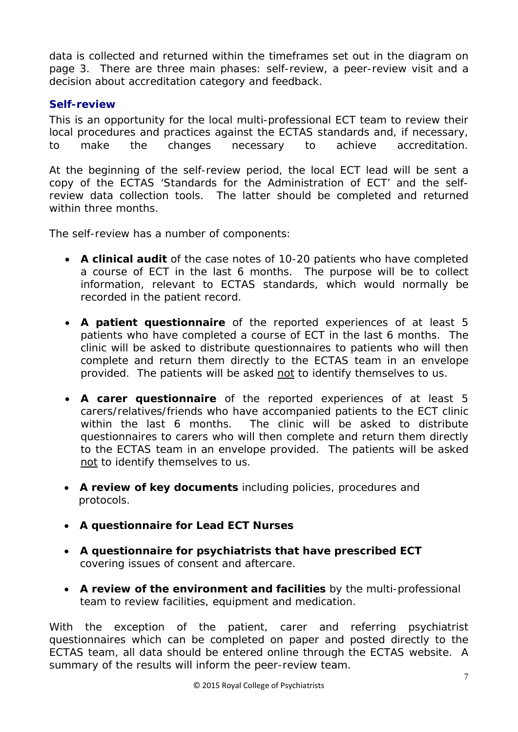data is collected and returned within the timeframes set out in the diagram on page 3. There are three main phases: self-review, a peer-review visit and a decision about accreditation category and feedback.

### Self-review

This is an opportunity for the local multi-professional ECT team to review their local procedures and practices against the ECTAS standards and, if necessary, to make the changes necessary to achieve accreditation.

At the beginning of the self-review period, the local ECT lead will be sent a copy of the ECTAS 'Standards for the Administration of ECT' and the self-review data collection tools. The latter should be completed and returned within three months.

The self-review has a number of components:

- **A clinical audit** of the case notes of 10-20 patients who have completed a course of ECT in the last 6 months. The purpose will be to collect information, relevant to ECTAS standards, which would normally be recorded in the patient record.
- **A patient questionnaire** of the reported experiences of at least 5 patients who have completed a course of ECT in the last 6 months. The clinic will be asked to distribute questionnaires to patients who will then complete and return them directly to the ECTAS team in an envelope provided. The patients will be asked <u>not</u> to identify themselves to us.
- **A carer questionnaire** of the reported experiences of at least 5 carers/relatives/friends who have accompanied patients to the ECT clinic within the last 6 months. The clinic will be asked to distribute questionnaires to carers who will then complete and return them directly to the ECTAS team in an envelope provided. The patients will be asked <u>not</u> to identify themselves to us.
- **A review of key documents** including policies, procedures and protocols.
- **A questionnaire for Lead ECT Nurses**
- **A questionnaire for psychiatrists that have prescribed ECT** covering issues of consent and aftercare.
- **A review of the environment and facilities** by the multi-professional team to review facilities, equipment and medication.

With the exception of the patient, carer and referring psychiatrist questionnaires which can be completed on paper and posted directly to the ECTAS team, all data should be entered online through the ECTAS website. A summary of the results will inform the peer-review team.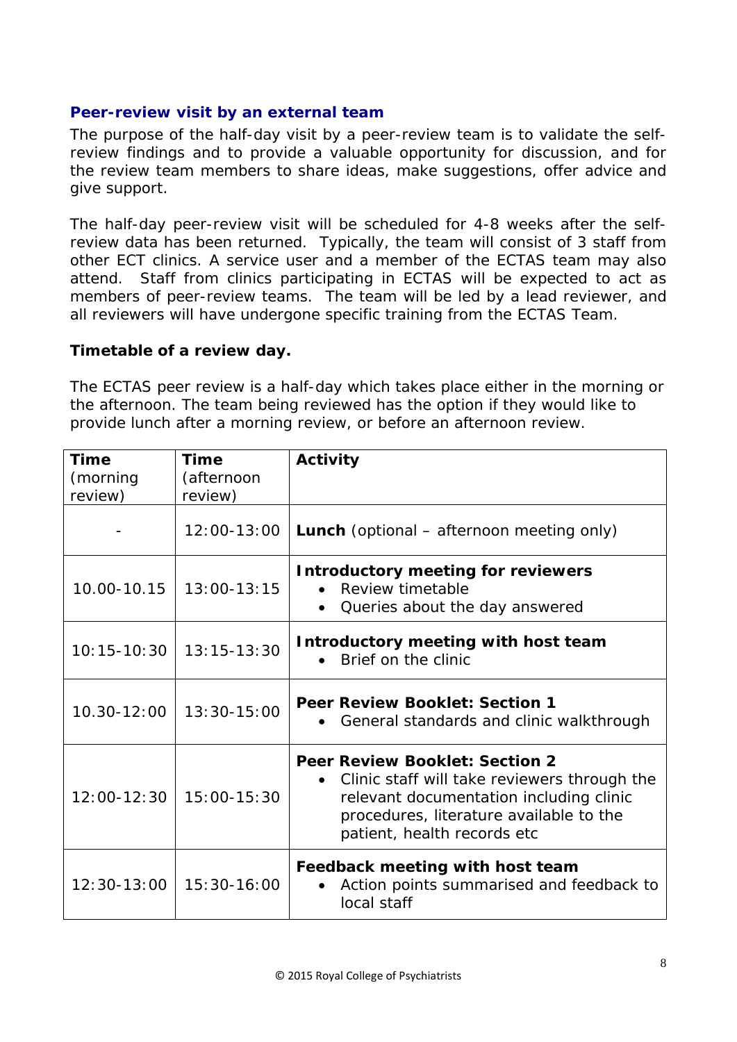### Peer-review visit by an external team

The purpose of the half-day visit by a peer-review team is to validate the self-review findings and to provide a valuable opportunity for discussion, and for the review team members to share ideas, make suggestions, offer advice and give support.

The half-day peer-review visit will be scheduled for 4-8 weeks after the self-review data has been returned. Typically, the team will consist of 3 staff from other ECT clinics. A service user and a member of the ECTAS team may also attend. Staff from clinics participating in ECTAS will be expected to act as members of peer-review teams. The team will be led by a lead reviewer, and all reviewers will have undergone specific training from the ECTAS Team.

**Timetable of a review day.**

The ECTAS peer review is a half-day which takes place either in the morning or the afternoon. The team being reviewed has the option if they would like to provide lunch after a morning review, or before an afternoon review.

| **Time** (morning review) | **Time** (afternoon review) | **Activity** |
|---|---|---|
| - | 12:00-13:00 | **Lunch** (optional – afternoon meeting only) |
| 10.00-10.15 | 13:00-13:15 | **Introductory meeting for reviewers**<br>• Review timetable<br>• Queries about the day answered |
| 10:15-10:30 | 13:15-13:30 | **Introductory meeting with host team**<br>• Brief on the clinic |
| 10.30-12:00 | 13:30-15:00 | **Peer Review Booklet: Section 1**<br>• General standards and clinic walkthrough |
| 12:00-12:30 | 15:00-15:30 | **Peer Review Booklet: Section 2**<br>• Clinic staff will take reviewers through the relevant documentation including clinic procedures, literature available to the patient, health records etc |
| 12:30-13:00 | 15:30-16:00 | **Feedback meeting with host team**<br>• Action points summarised and feedback to local staff |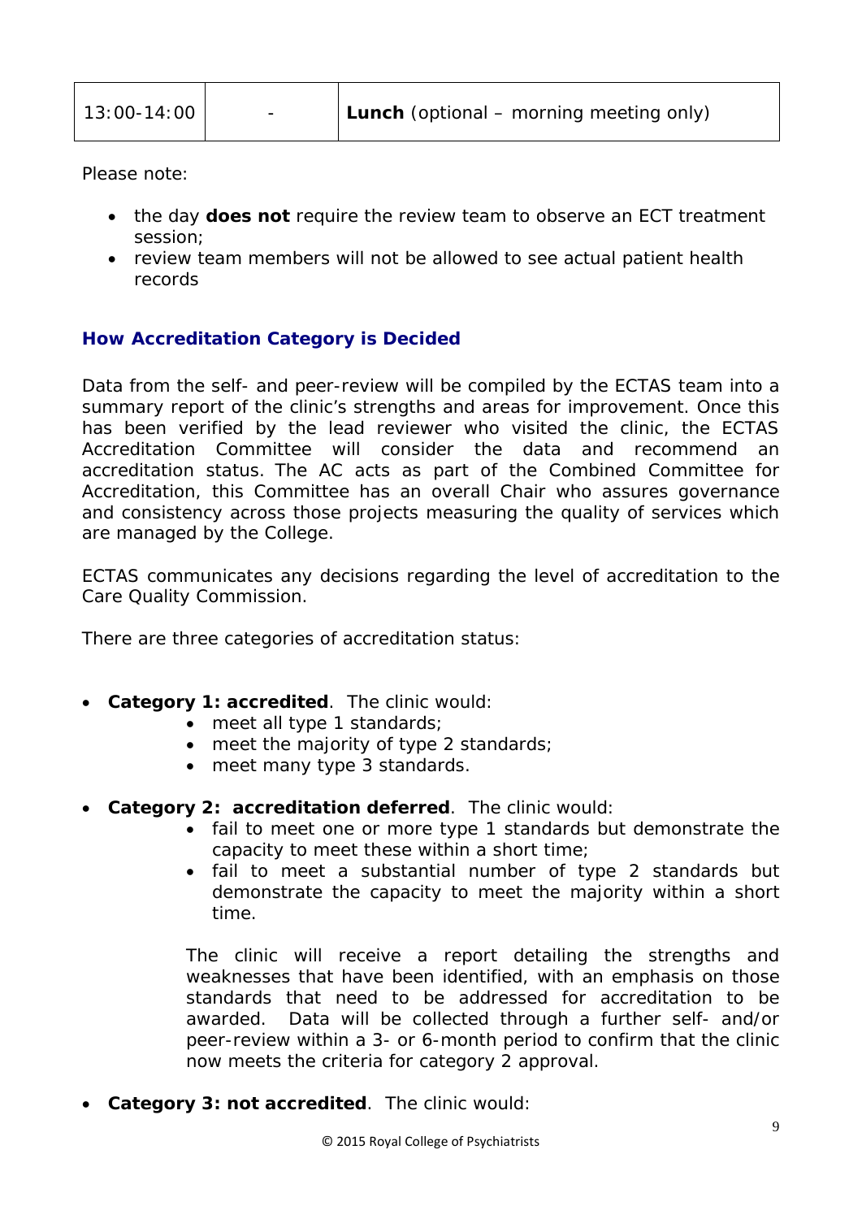| 13:00-14:00 | - | **Lunch** (optional – morning meeting only) |
|---|---|---|

Please note:

- the day **does not** require the review team to observe an ECT treatment session;
- review team members will not be allowed to see actual patient health records

### How Accreditation Category is Decided

Data from the self- and peer-review will be compiled by the ECTAS team into a summary report of the clinic's strengths and areas for improvement. Once this has been verified by the lead reviewer who visited the clinic, the ECTAS Accreditation Committee will consider the data and recommend an accreditation status. The AC acts as part of the Combined Committee for Accreditation, this Committee has an overall Chair who assures governance and consistency across those projects measuring the quality of services which are managed by the College.

ECTAS communicates any decisions regarding the level of accreditation to the Care Quality Commission.

There are three categories of accreditation status:

- **Category 1: accredited**. The clinic would:
  - meet all type 1 standards;
  - meet the majority of type 2 standards;
  - meet many type 3 standards.

- **Category 2: accreditation deferred**. The clinic would:
  - fail to meet one or more type 1 standards but demonstrate the capacity to meet these within a short time;
  - fail to meet a substantial number of type 2 standards but demonstrate the capacity to meet the majority within a short time.

  The clinic will receive a report detailing the strengths and weaknesses that have been identified, with an emphasis on those standards that need to be addressed for accreditation to be awarded. Data will be collected through a further self- and/or peer-review within a 3- or 6-month period to confirm that the clinic now meets the criteria for category 2 approval.

- **Category 3: not accredited**. The clinic would: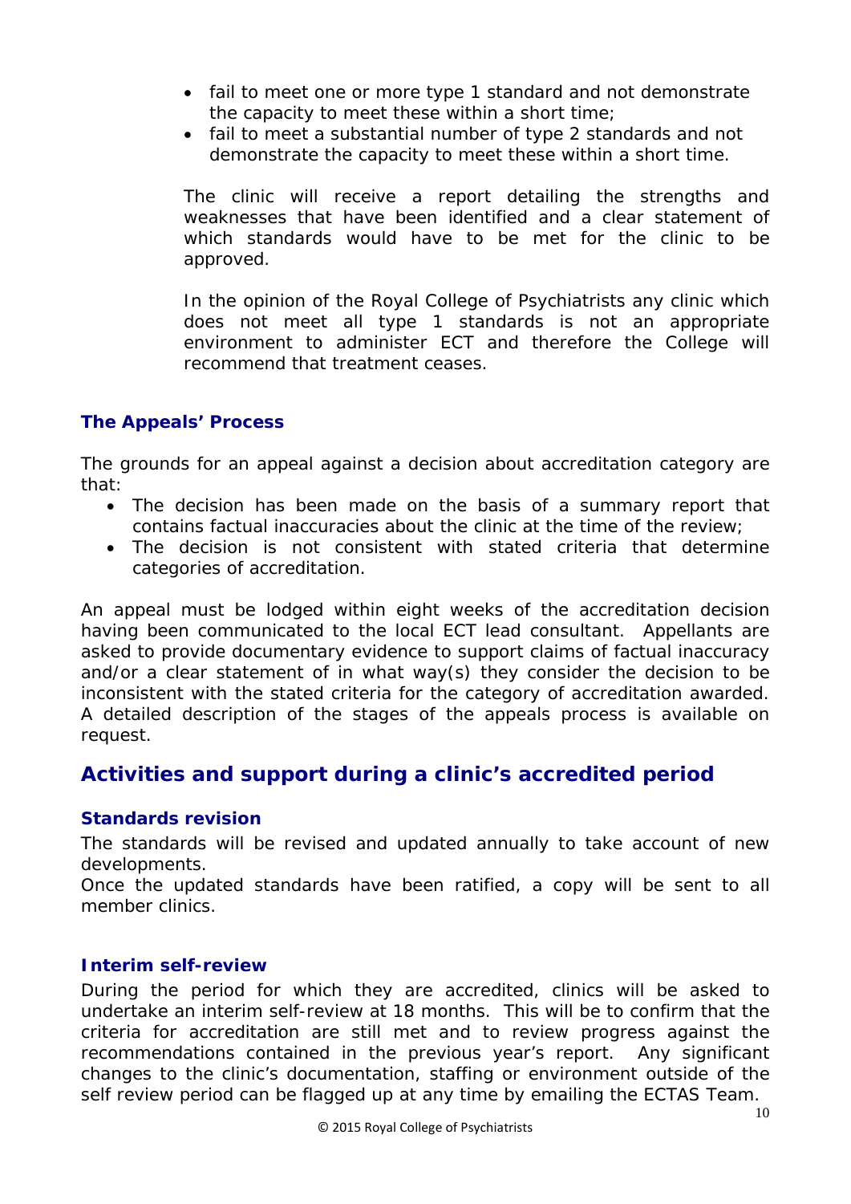- fail to meet one or more type 1 standard and not demonstrate the capacity to meet these within a short time;
- fail to meet a substantial number of type 2 standards and not demonstrate the capacity to meet these within a short time.

The clinic will receive a report detailing the strengths and weaknesses that have been identified and a clear statement of which standards would have to be met for the clinic to be approved.

In the opinion of the Royal College of Psychiatrists any clinic which does not meet all type 1 standards is not an appropriate environment to administer ECT and therefore the College will recommend that treatment ceases.

### The Appeals' Process

The grounds for an appeal against a decision about accreditation category are that:

- The decision has been made on the basis of a summary report that contains factual inaccuracies about the clinic at the time of the review;
- The decision is not consistent with stated criteria that determine categories of accreditation.

An appeal must be lodged within eight weeks of the accreditation decision having been communicated to the local ECT lead consultant. Appellants are asked to provide documentary evidence to support claims of factual inaccuracy and/or a clear statement of in what way(s) they consider the decision to be inconsistent with the stated criteria for the category of accreditation awarded. A detailed description of the stages of the appeals process is available on request.

## Activities and support during a clinic's accredited period

### Standards revision

The standards will be revised and updated annually to take account of new developments.
Once the updated standards have been ratified, a copy will be sent to all member clinics.

### Interim self-review

During the period for which they are accredited, clinics will be asked to undertake an interim self-review at 18 months. This will be to confirm that the criteria for accreditation are still met and to review progress against the recommendations contained in the previous year's report. Any significant changes to the clinic's documentation, staffing or environment outside of the self review period can be flagged up at any time by emailing the ECTAS Team.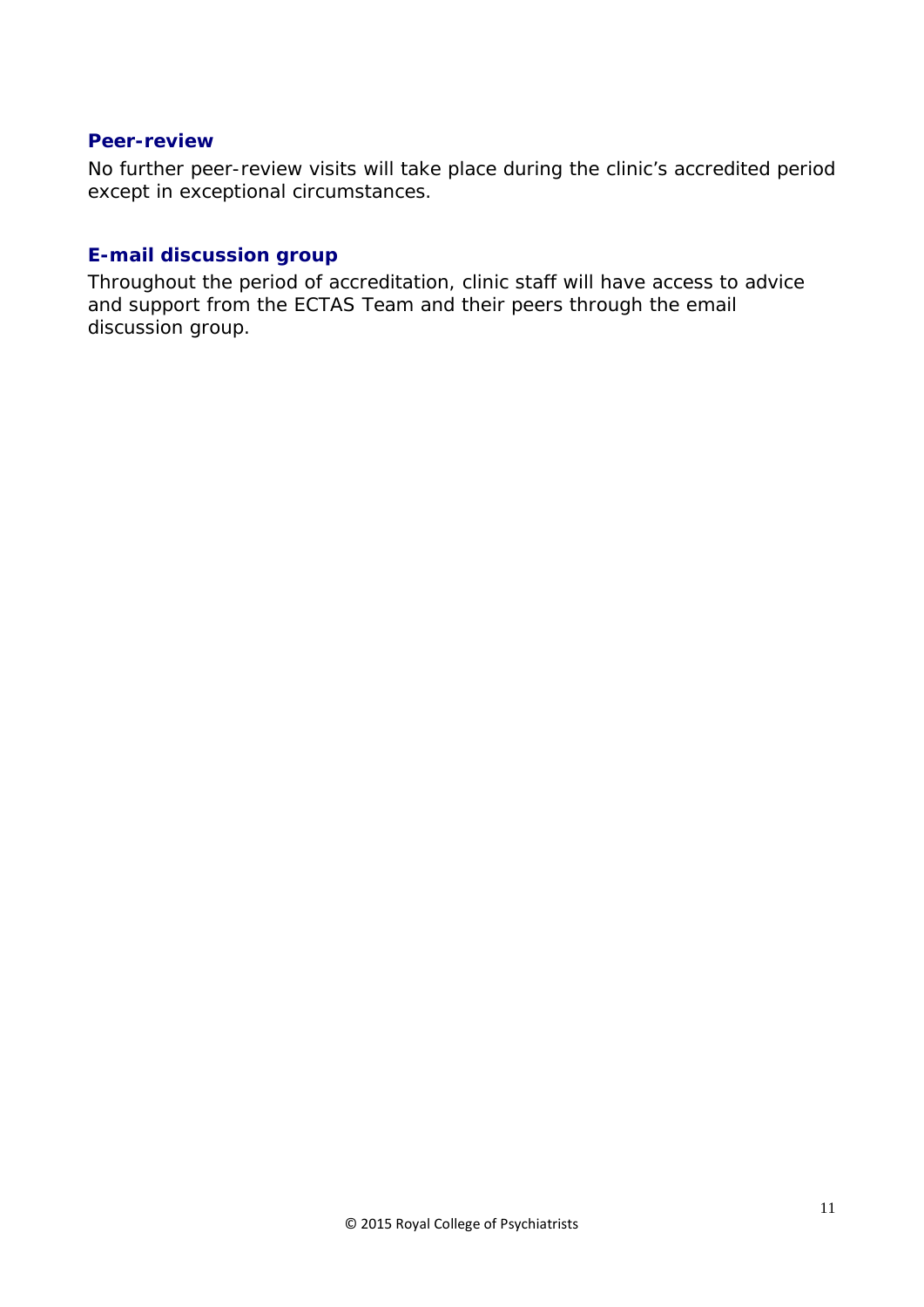### Peer-review

No further peer-review visits will take place during the clinic's accredited period except in exceptional circumstances.

### E-mail discussion group

Throughout the period of accreditation, clinic staff will have access to advice and support from the ECTAS Team and their peers through the email discussion group.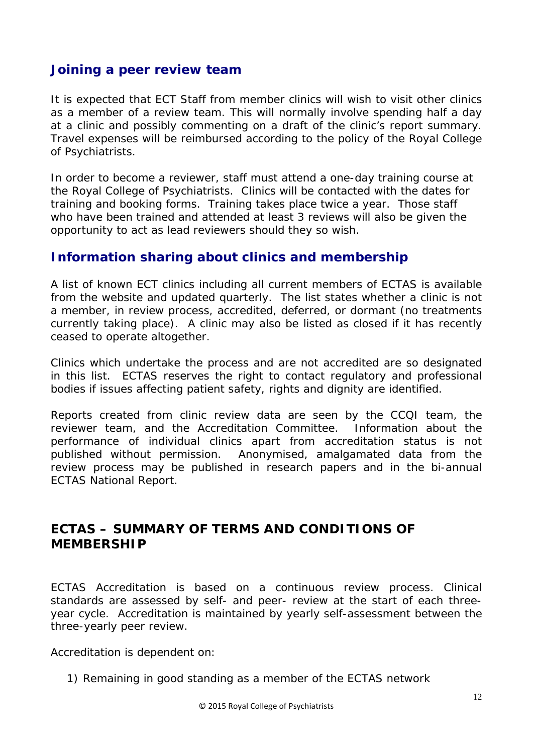## Joining a peer review team

It is expected that ECT Staff from member clinics will wish to visit other clinics as a member of a review team. This will normally involve spending half a day at a clinic and possibly commenting on a draft of the clinic's report summary. Travel expenses will be reimbursed according to the policy of the Royal College of Psychiatrists.

In order to become a reviewer, staff must attend a one-day training course at the Royal College of Psychiatrists. Clinics will be contacted with the dates for training and booking forms. Training takes place twice a year. Those staff who have been trained and attended at least 3 reviews will also be given the opportunity to act as lead reviewers should they so wish.

## Information sharing about clinics and membership

A list of known ECT clinics including all current members of ECTAS is available from the website and updated quarterly. The list states whether a clinic is not a member, in review process, accredited, deferred, or dormant (no treatments currently taking place). A clinic may also be listed as closed if it has recently ceased to operate altogether.

Clinics which undertake the process and are not accredited are so designated in this list. ECTAS reserves the right to contact regulatory and professional bodies if issues affecting patient safety, rights and dignity are identified.

Reports created from clinic review data are seen by the CCQI team, the reviewer team, and the Accreditation Committee. Information about the performance of individual clinics apart from accreditation status is not published without permission. Anonymised, amalgamated data from the review process may be published in research papers and in the bi-annual ECTAS National Report.

## ECTAS – SUMMARY OF TERMS AND CONDITIONS OF MEMBERSHIP

ECTAS Accreditation is based on a continuous review process. Clinical standards are assessed by self- and peer- review at the start of each three-year cycle. Accreditation is maintained by yearly self-assessment between the three-yearly peer review.

Accreditation is dependent on:

1) Remaining in good standing as a member of the ECTAS network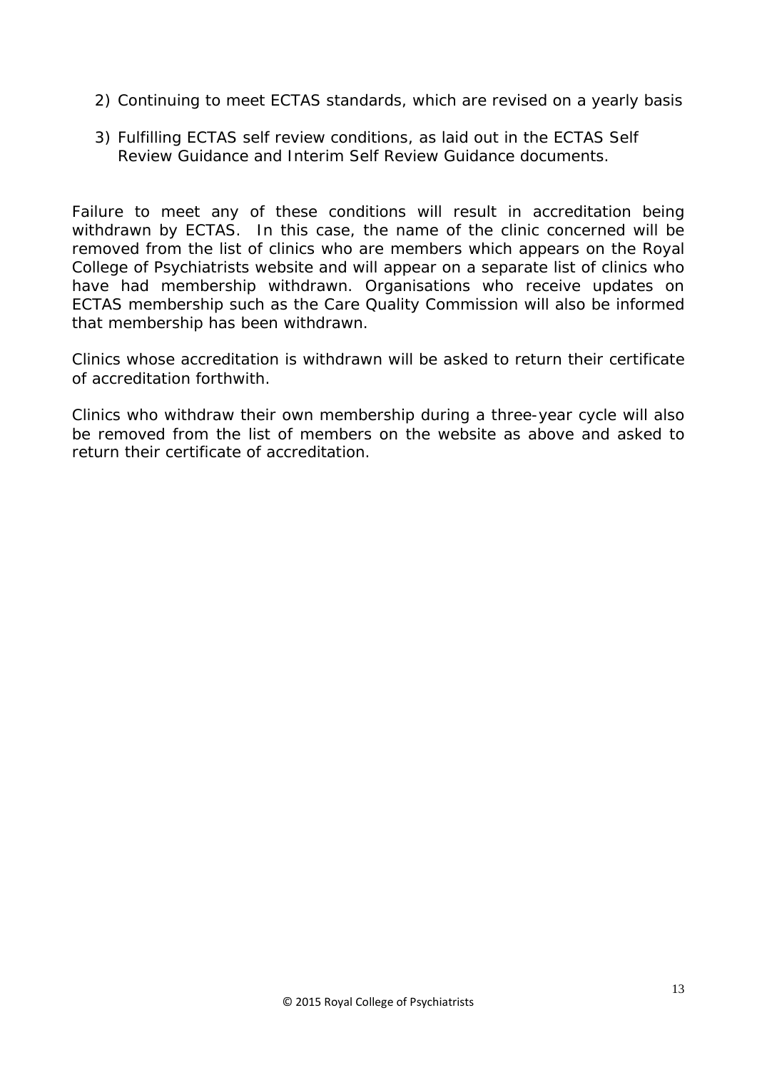2) Continuing to meet ECTAS standards, which are revised on a yearly basis

3) Fulfilling ECTAS self review conditions, as laid out in the ECTAS Self Review Guidance and Interim Self Review Guidance documents.

Failure to meet any of these conditions will result in accreditation being withdrawn by ECTAS. In this case, the name of the clinic concerned will be removed from the list of clinics who are members which appears on the Royal College of Psychiatrists website and will appear on a separate list of clinics who have had membership withdrawn. Organisations who receive updates on ECTAS membership such as the Care Quality Commission will also be informed that membership has been withdrawn.

Clinics whose accreditation is withdrawn will be asked to return their certificate of accreditation forthwith.

Clinics who withdraw their own membership during a three-year cycle will also be removed from the list of members on the website as above and asked to return their certificate of accreditation.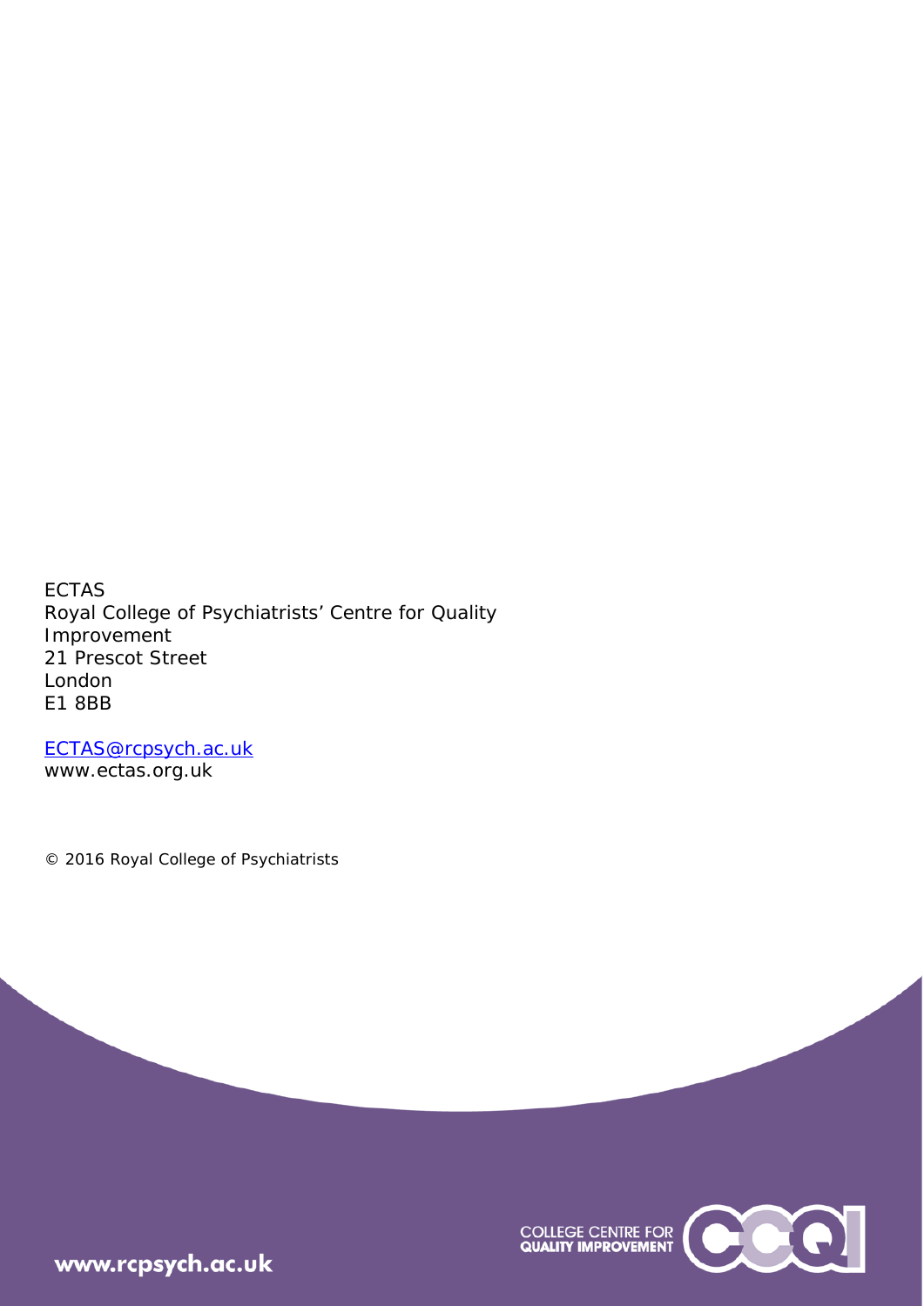ECTAS
Royal College of Psychiatrists' Centre for Quality Improvement
21 Prescot Street
London
E1 8BB

ECTAS@rcpsych.ac.uk
www.ectas.org.uk

© 2016 Royal College of Psychiatrists

COLLEGE CENTRE FOR QUALITY IMPROVEMENT

www.rcpsych.ac.uk